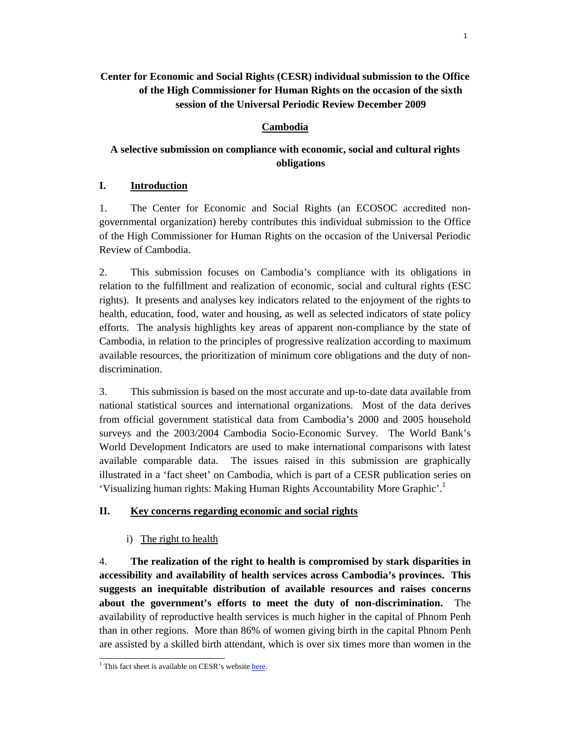**Center for Economic and Social Rights (CESR) individual submission to the Office of the High Commissioner for Human Rights on the occasion of the sixth session of the Universal Periodic Review December 2009**

**Cambodia**

**A selective submission on compliance with economic, social and cultural rights obligations**

## I. Introduction

1. The Center for Economic and Social Rights (an ECOSOC accredited non-governmental organization) hereby contributes this individual submission to the Office of the High Commissioner for Human Rights on the occasion of the Universal Periodic Review of Cambodia.

2. This submission focuses on Cambodia's compliance with its obligations in relation to the fulfillment and realization of economic, social and cultural rights (ESC rights). It presents and analyses key indicators related to the enjoyment of the rights to health, education, food, water and housing, as well as selected indicators of state policy efforts. The analysis highlights key areas of apparent non-compliance by the state of Cambodia, in relation to the principles of progressive realization according to maximum available resources, the prioritization of minimum core obligations and the duty of non-discrimination.

3. This submission is based on the most accurate and up-to-date data available from national statistical sources and international organizations. Most of the data derives from official government statistical data from Cambodia's 2000 and 2005 household surveys and the 2003/2004 Cambodia Socio-Economic Survey. The World Bank's World Development Indicators are used to make international comparisons with latest available comparable data. The issues raised in this submission are graphically illustrated in a 'fact sheet' on Cambodia, which is part of a CESR publication series on 'Visualizing human rights: Making Human Rights Accountability More Graphic'.[1]

## II. Key concerns regarding economic and social rights

### i) The right to health

4. **The realization of the right to health is compromised by stark disparities in accessibility and availability of health services across Cambodia's provinces. This suggests an inequitable distribution of available resources and raises concerns about the government's efforts to meet the duty of non-discrimination.** The availability of reproductive health services is much higher in the capital of Phnom Penh than in other regions. More than 86% of women giving birth in the capital Phnom Penh are assisted by a skilled birth attendant, which is over six times more than women in the

---

[1] This fact sheet is available on CESR's website here.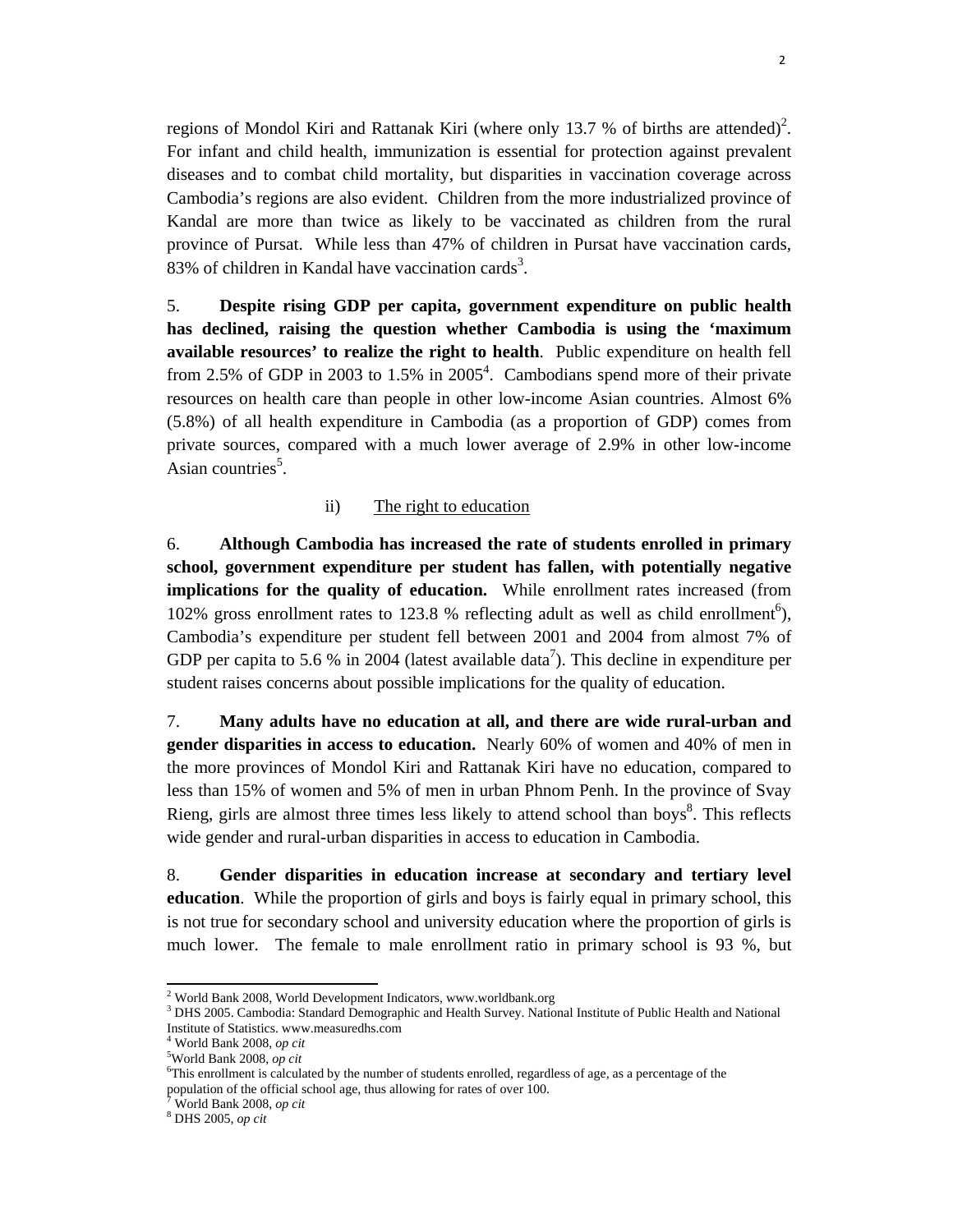regions of Mondol Kiri and Rattanak Kiri (where only 13.7 % of births are attended)[2]. For infant and child health, immunization is essential for protection against prevalent diseases and to combat child mortality, but disparities in vaccination coverage across Cambodia's regions are also evident. Children from the more industrialized province of Kandal are more than twice as likely to be vaccinated as children from the rural province of Pursat. While less than 47% of children in Pursat have vaccination cards, 83% of children in Kandal have vaccination cards[3].

5. **Despite rising GDP per capita, government expenditure on public health has declined, raising the question whether Cambodia is using the 'maximum available resources' to realize the right to health**. Public expenditure on health fell from 2.5% of GDP in 2003 to 1.5% in 2005[4]. Cambodians spend more of their private resources on health care than people in other low-income Asian countries. Almost 6% (5.8%) of all health expenditure in Cambodia (as a proportion of GDP) comes from private sources, compared with a much lower average of 2.9% in other low-income Asian countries[5].

ii) The right to education

6. **Although Cambodia has increased the rate of students enrolled in primary school, government expenditure per student has fallen, with potentially negative implications for the quality of education.** While enrollment rates increased (from 102% gross enrollment rates to 123.8 % reflecting adult as well as child enrollment[6]), Cambodia's expenditure per student fell between 2001 and 2004 from almost 7% of GDP per capita to 5.6 % in 2004 (latest available data[7]). This decline in expenditure per student raises concerns about possible implications for the quality of education.

7. **Many adults have no education at all, and there are wide rural-urban and gender disparities in access to education.** Nearly 60% of women and 40% of men in the more provinces of Mondol Kiri and Rattanak Kiri have no education, compared to less than 15% of women and 5% of men in urban Phnom Penh. In the province of Svay Rieng, girls are almost three times less likely to attend school than boys[8]. This reflects wide gender and rural-urban disparities in access to education in Cambodia.

8. **Gender disparities in education increase at secondary and tertiary level education**. While the proportion of girls and boys is fairly equal in primary school, this is not true for secondary school and university education where the proportion of girls is much lower. The female to male enrollment ratio in primary school is 93 %, but

---

[2] World Bank 2008, World Development Indicators, www.worldbank.org

[3] DHS 2005. Cambodia: Standard Demographic and Health Survey. National Institute of Public Health and National Institute of Statistics. www.measuredhs.com

[4] World Bank 2008, *op cit*

[5] World Bank 2008, *op cit*

[6] This enrollment is calculated by the number of students enrolled, regardless of age, as a percentage of the population of the official school age, thus allowing for rates of over 100.

[7] World Bank 2008, *op cit*

[8] DHS 2005, *op cit*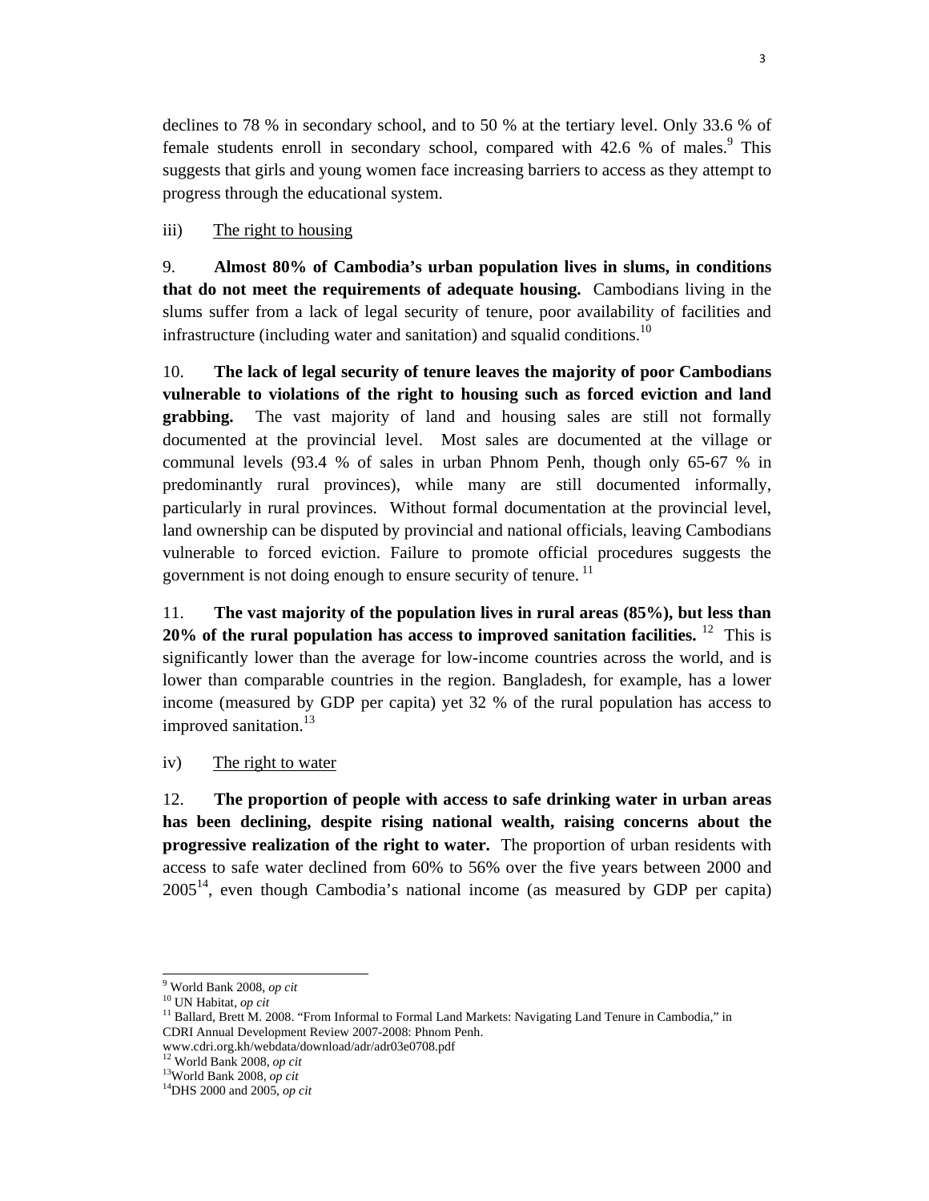declines to 78 % in secondary school, and to 50 % at the tertiary level. Only 33.6 % of female students enroll in secondary school, compared with 42.6 % of males.[9] This suggests that girls and young women face increasing barriers to access as they attempt to progress through the educational system.

iii) The right to housing

9. **Almost 80% of Cambodia's urban population lives in slums, in conditions that do not meet the requirements of adequate housing.** Cambodians living in the slums suffer from a lack of legal security of tenure, poor availability of facilities and infrastructure (including water and sanitation) and squalid conditions.[10]

10. **The lack of legal security of tenure leaves the majority of poor Cambodians vulnerable to violations of the right to housing such as forced eviction and land grabbing.** The vast majority of land and housing sales are still not formally documented at the provincial level. Most sales are documented at the village or communal levels (93.4 % of sales in urban Phnom Penh, though only 65-67 % in predominantly rural provinces), while many are still documented informally, particularly in rural provinces. Without formal documentation at the provincial level, land ownership can be disputed by provincial and national officials, leaving Cambodians vulnerable to forced eviction. Failure to promote official procedures suggests the government is not doing enough to ensure security of tenure.[11]

11. **The vast majority of the population lives in rural areas (85%), but less than 20% of the rural population has access to improved sanitation facilities.**[12] This is significantly lower than the average for low-income countries across the world, and is lower than comparable countries in the region. Bangladesh, for example, has a lower income (measured by GDP per capita) yet 32 % of the rural population has access to improved sanitation.[13]

iv) The right to water

12. **The proportion of people with access to safe drinking water in urban areas has been declining, despite rising national wealth, raising concerns about the progressive realization of the right to water.** The proportion of urban residents with access to safe water declined from 60% to 56% over the five years between 2000 and 2005[14], even though Cambodia's national income (as measured by GDP per capita)

---

[9] World Bank 2008, *op cit*
[10] UN Habitat, *op cit*
[11] Ballard, Brett M. 2008. "From Informal to Formal Land Markets: Navigating Land Tenure in Cambodia," in CDRI Annual Development Review 2007-2008: Phnom Penh. www.cdri.org.kh/webdata/download/adr/adr03e0708.pdf
[12] World Bank 2008, *op cit*
[13] World Bank 2008, *op cit*
[14] DHS 2000 and 2005, *op cit*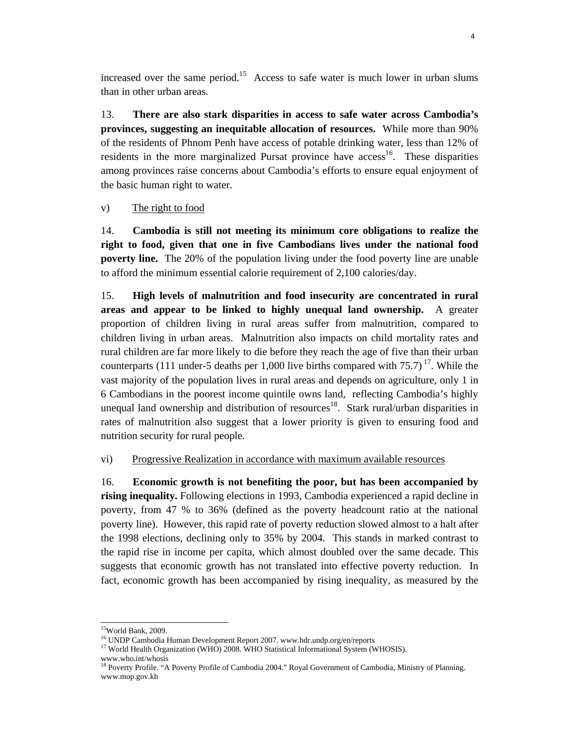increased over the same period.[15] Access to safe water is much lower in urban slums than in other urban areas.

13. **There are also stark disparities in access to safe water across Cambodia's provinces, suggesting an inequitable allocation of resources.** While more than 90% of the residents of Phnom Penh have access of potable drinking water, less than 12% of residents in the more marginalized Pursat province have access[16]. These disparities among provinces raise concerns about Cambodia's efforts to ensure equal enjoyment of the basic human right to water.

v) The right to food

14. **Cambodia is still not meeting its minimum core obligations to realize the right to food, given that one in five Cambodians lives under the national food poverty line.** The 20% of the population living under the food poverty line are unable to afford the minimum essential calorie requirement of 2,100 calories/day.

15. **High levels of malnutrition and food insecurity are concentrated in rural areas and appear to be linked to highly unequal land ownership.** A greater proportion of children living in rural areas suffer from malnutrition, compared to children living in urban areas. Malnutrition also impacts on child mortality rates and rural children are far more likely to die before they reach the age of five than their urban counterparts (111 under-5 deaths per 1,000 live births compared with 75.7)[17]. While the vast majority of the population lives in rural areas and depends on agriculture, only 1 in 6 Cambodians in the poorest income quintile owns land, reflecting Cambodia's highly unequal land ownership and distribution of resources[18]. Stark rural/urban disparities in rates of malnutrition also suggest that a lower priority is given to ensuring food and nutrition security for rural people.

vi) Progressive Realization in accordance with maximum available resources

16. **Economic growth is not benefiting the poor, but has been accompanied by rising inequality.** Following elections in 1993, Cambodia experienced a rapid decline in poverty, from 47 % to 36% (defined as the poverty headcount ratio at the national poverty line). However, this rapid rate of poverty reduction slowed almost to a halt after the 1998 elections, declining only to 35% by 2004. This stands in marked contrast to the rapid rise in income per capita, which almost doubled over the same decade. This suggests that economic growth has not translated into effective poverty reduction. In fact, economic growth has been accompanied by rising inequality, as measured by the

---

[15] World Bank, 2009.

[16] UNDP Cambodia Human Development Report 2007. www.hdr.undp.org/en/reports

[17] World Health Organization (WHO) 2008. WHO Statistical Informational System (WHOSIS). www.who.int/whosis

[18] Poverty Profile. "A Poverty Profile of Cambodia 2004." Royal Government of Cambodia, Ministry of Planning. www.mop.gov.kh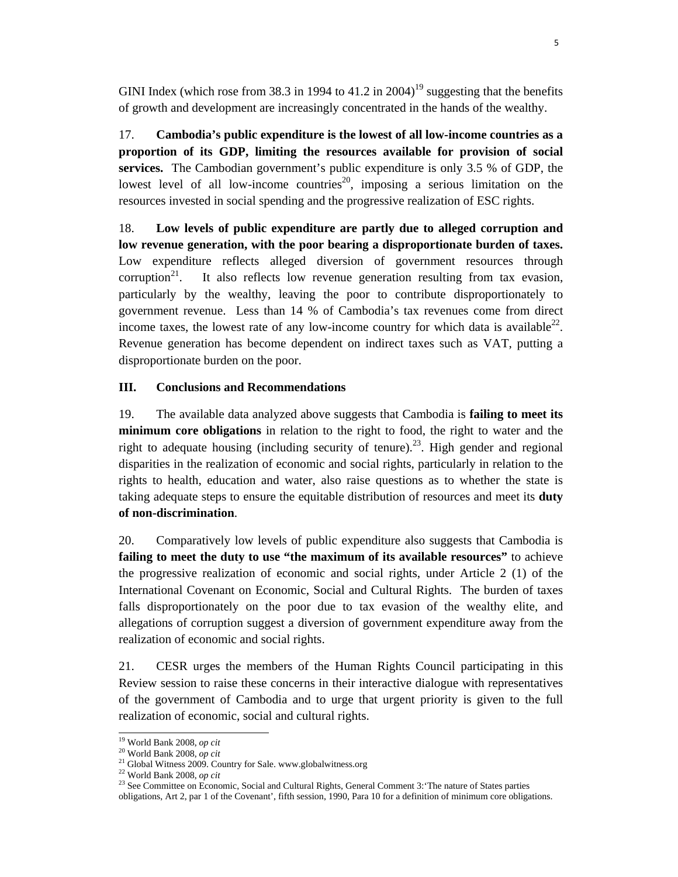GINI Index (which rose from 38.3 in 1994 to 41.2 in 2004)[19] suggesting that the benefits of growth and development are increasingly concentrated in the hands of the wealthy.

17. **Cambodia's public expenditure is the lowest of all low-income countries as a proportion of its GDP, limiting the resources available for provision of social services.** The Cambodian government's public expenditure is only 3.5 % of GDP, the lowest level of all low-income countries[20], imposing a serious limitation on the resources invested in social spending and the progressive realization of ESC rights.

18. **Low levels of public expenditure are partly due to alleged corruption and low revenue generation, with the poor bearing a disproportionate burden of taxes.** Low expenditure reflects alleged diversion of government resources through corruption[21]. It also reflects low revenue generation resulting from tax evasion, particularly by the wealthy, leaving the poor to contribute disproportionately to government revenue. Less than 14 % of Cambodia's tax revenues come from direct income taxes, the lowest rate of any low-income country for which data is available[22]. Revenue generation has become dependent on indirect taxes such as VAT, putting a disproportionate burden on the poor.

## III. Conclusions and Recommendations

19. The available data analyzed above suggests that Cambodia is **failing to meet its minimum core obligations** in relation to the right to food, the right to water and the right to adequate housing (including security of tenure).[23]. High gender and regional disparities in the realization of economic and social rights, particularly in relation to the rights to health, education and water, also raise questions as to whether the state is taking adequate steps to ensure the equitable distribution of resources and meet its **duty of non-discrimination**.

20. Comparatively low levels of public expenditure also suggests that Cambodia is **failing to meet the duty to use "the maximum of its available resources"** to achieve the progressive realization of economic and social rights, under Article 2 (1) of the International Covenant on Economic, Social and Cultural Rights. The burden of taxes falls disproportionately on the poor due to tax evasion of the wealthy elite, and allegations of corruption suggest a diversion of government expenditure away from the realization of economic and social rights.

21. CESR urges the members of the Human Rights Council participating in this Review session to raise these concerns in their interactive dialogue with representatives of the government of Cambodia and to urge that urgent priority is given to the full realization of economic, social and cultural rights.

---

[19] World Bank 2008, *op cit*

[20] World Bank 2008, *op cit*

[21] Global Witness 2009. Country for Sale. www.globalwitness.org

[22] World Bank 2008, *op cit*

[23] See Committee on Economic, Social and Cultural Rights, General Comment 3:'The nature of States parties obligations, Art 2, par 1 of the Covenant', fifth session, 1990, Para 10 for a definition of minimum core obligations.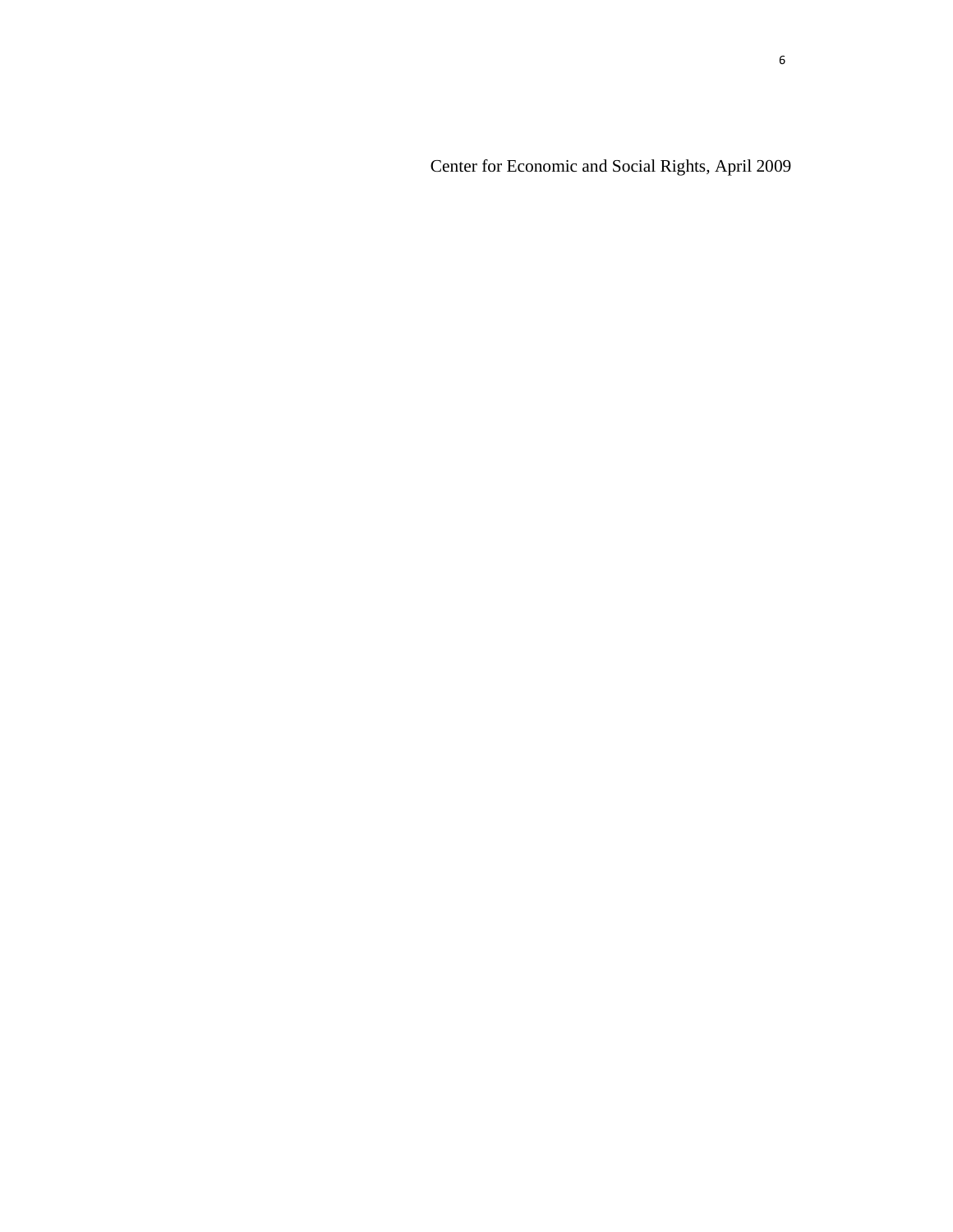Center for Economic and Social Rights, April 2009